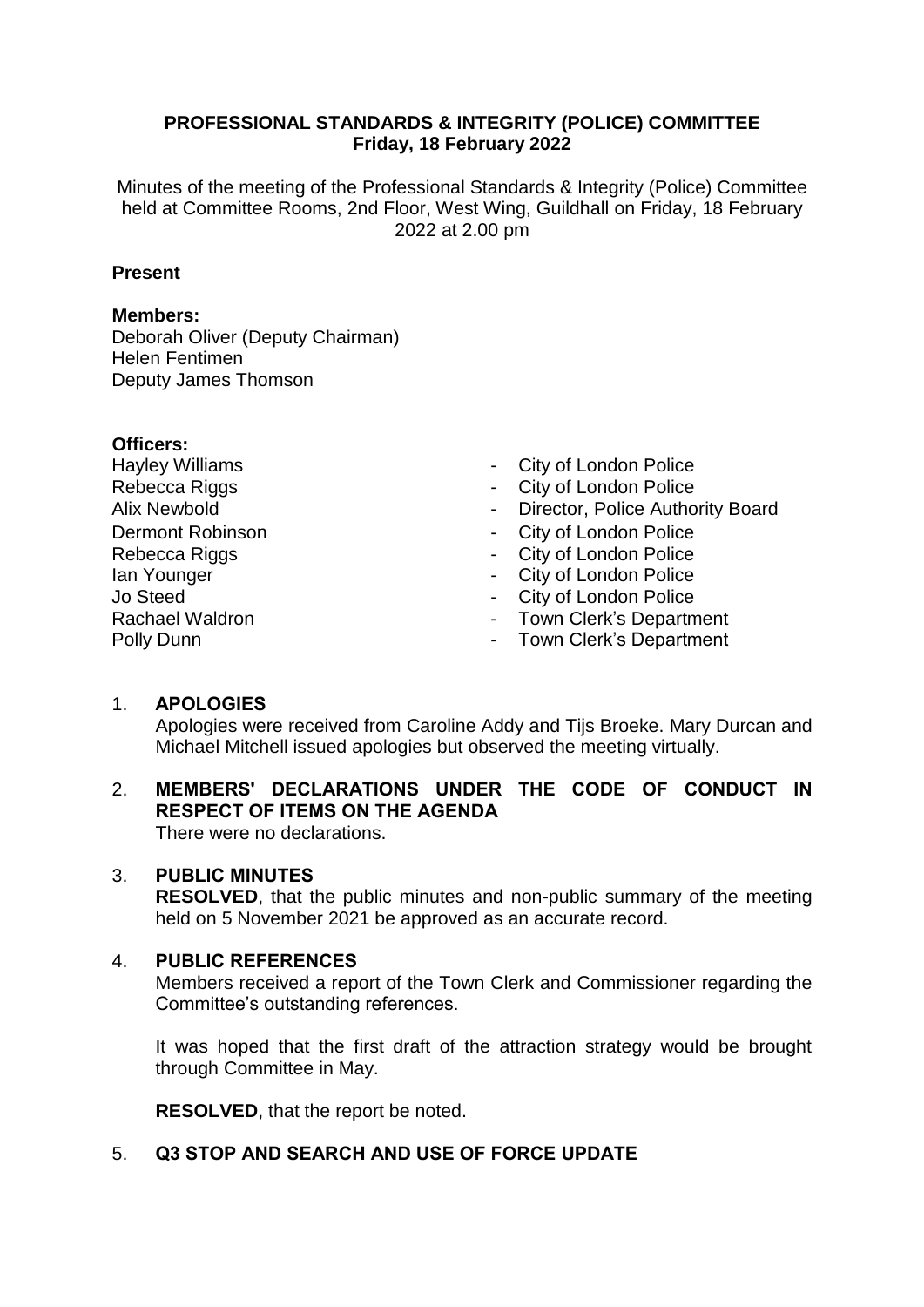# PROFESSIONAL STANDARDS & INTEGRITY (POLICE) COMMITTEE
## Friday, 18 February 2022

Minutes of the meeting of the Professional Standards & Integrity (Police) Committee held at Committee Rooms, 2nd Floor, West Wing, Guildhall on Friday, 18 February 2022 at 2.00 pm

### Present

**Members:**
Deborah Oliver (Deputy Chairman)
Helen Fentimen
Deputy James Thomson

**Officers:**

| | |
|---|---|
| Hayley Williams | - City of London Police |
| Rebecca Riggs | - City of London Police |
| Alix Newbold | - Director, Police Authority Board |
| Dermont Robinson | - City of London Police |
| Rebecca Riggs | - City of London Police |
| Ian Younger | - City of London Police |
| Jo Steed | - City of London Police |
| Rachael Waldron | - Town Clerk's Department |
| Polly Dunn | - Town Clerk's Department |

1. **APOLOGIES**
   Apologies were received from Caroline Addy and Tijs Broeke. Mary Durcan and Michael Mitchell issued apologies but observed the meeting virtually.

2. **MEMBERS' DECLARATIONS UNDER THE CODE OF CONDUCT IN RESPECT OF ITEMS ON THE AGENDA**
   There were no declarations.

3. **PUBLIC MINUTES**
   **RESOLVED**, that the public minutes and non-public summary of the meeting held on 5 November 2021 be approved as an accurate record.

4. **PUBLIC REFERENCES**
   Members received a report of the Town Clerk and Commissioner regarding the Committee's outstanding references.

   It was hoped that the first draft of the attraction strategy would be brought through Committee in May.

   **RESOLVED**, that the report be noted.

5. **Q3 STOP AND SEARCH AND USE OF FORCE UPDATE**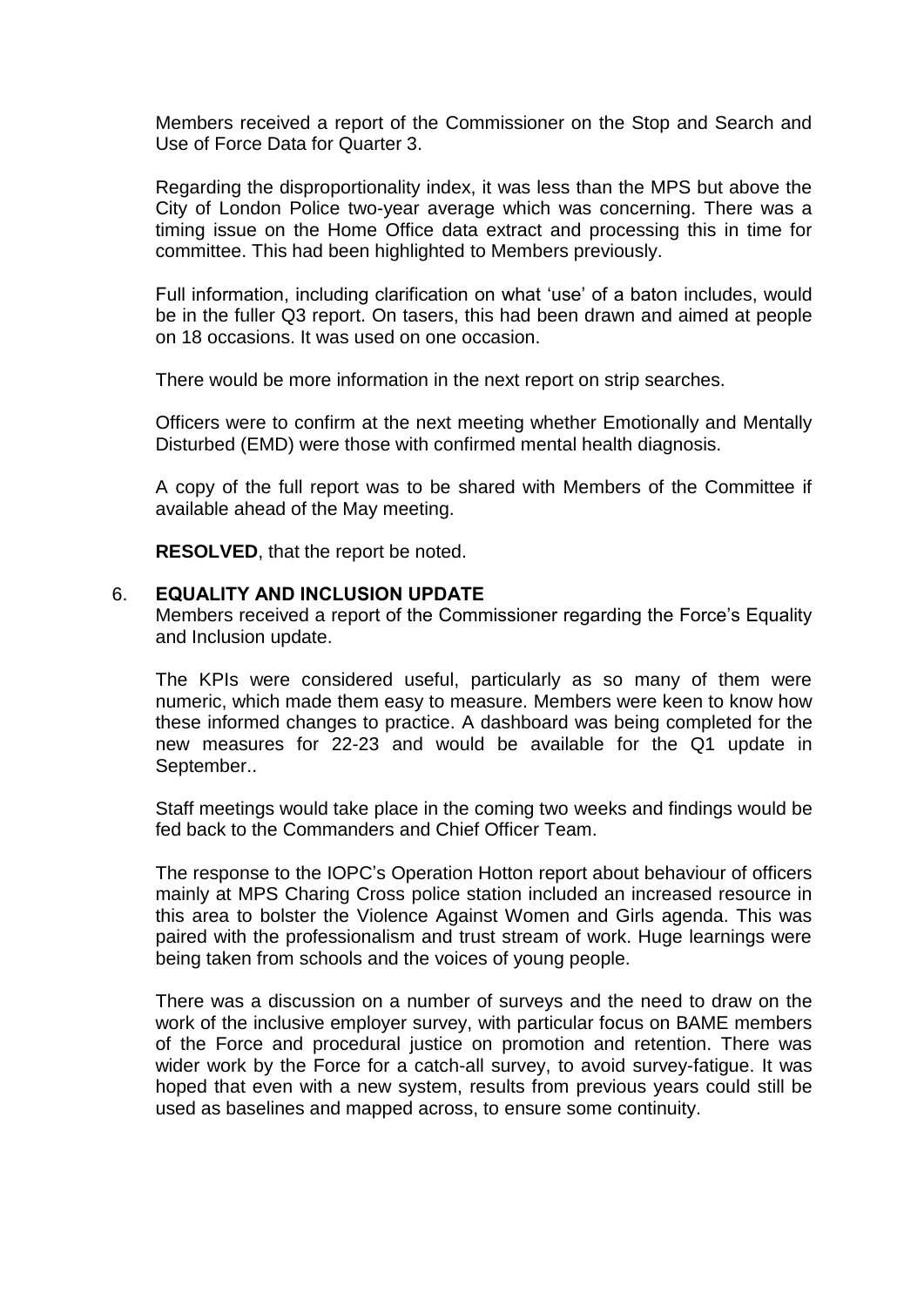Members received a report of the Commissioner on the Stop and Search and Use of Force Data for Quarter 3.

Regarding the disproportionality index, it was less than the MPS but above the City of London Police two-year average which was concerning. There was a timing issue on the Home Office data extract and processing this in time for committee. This had been highlighted to Members previously.

Full information, including clarification on what 'use' of a baton includes, would be in the fuller Q3 report. On tasers, this had been drawn and aimed at people on 18 occasions. It was used on one occasion.

There would be more information in the next report on strip searches.

Officers were to confirm at the next meeting whether Emotionally and Mentally Disturbed (EMD) were those with confirmed mental health diagnosis.

A copy of the full report was to be shared with Members of the Committee if available ahead of the May meeting.

**RESOLVED**, that the report be noted.

6. **EQUALITY AND INCLUSION UPDATE**

Members received a report of the Commissioner regarding the Force's Equality and Inclusion update.

The KPIs were considered useful, particularly as so many of them were numeric, which made them easy to measure. Members were keen to know how these informed changes to practice. A dashboard was being completed for the new measures for 22-23 and would be available for the Q1 update in September..

Staff meetings would take place in the coming two weeks and findings would be fed back to the Commanders and Chief Officer Team.

The response to the IOPC's Operation Hotton report about behaviour of officers mainly at MPS Charing Cross police station included an increased resource in this area to bolster the Violence Against Women and Girls agenda. This was paired with the professionalism and trust stream of work. Huge learnings were being taken from schools and the voices of young people.

There was a discussion on a number of surveys and the need to draw on the work of the inclusive employer survey, with particular focus on BAME members of the Force and procedural justice on promotion and retention. There was wider work by the Force for a catch-all survey, to avoid survey-fatigue. It was hoped that even with a new system, results from previous years could still be used as baselines and mapped across, to ensure some continuity.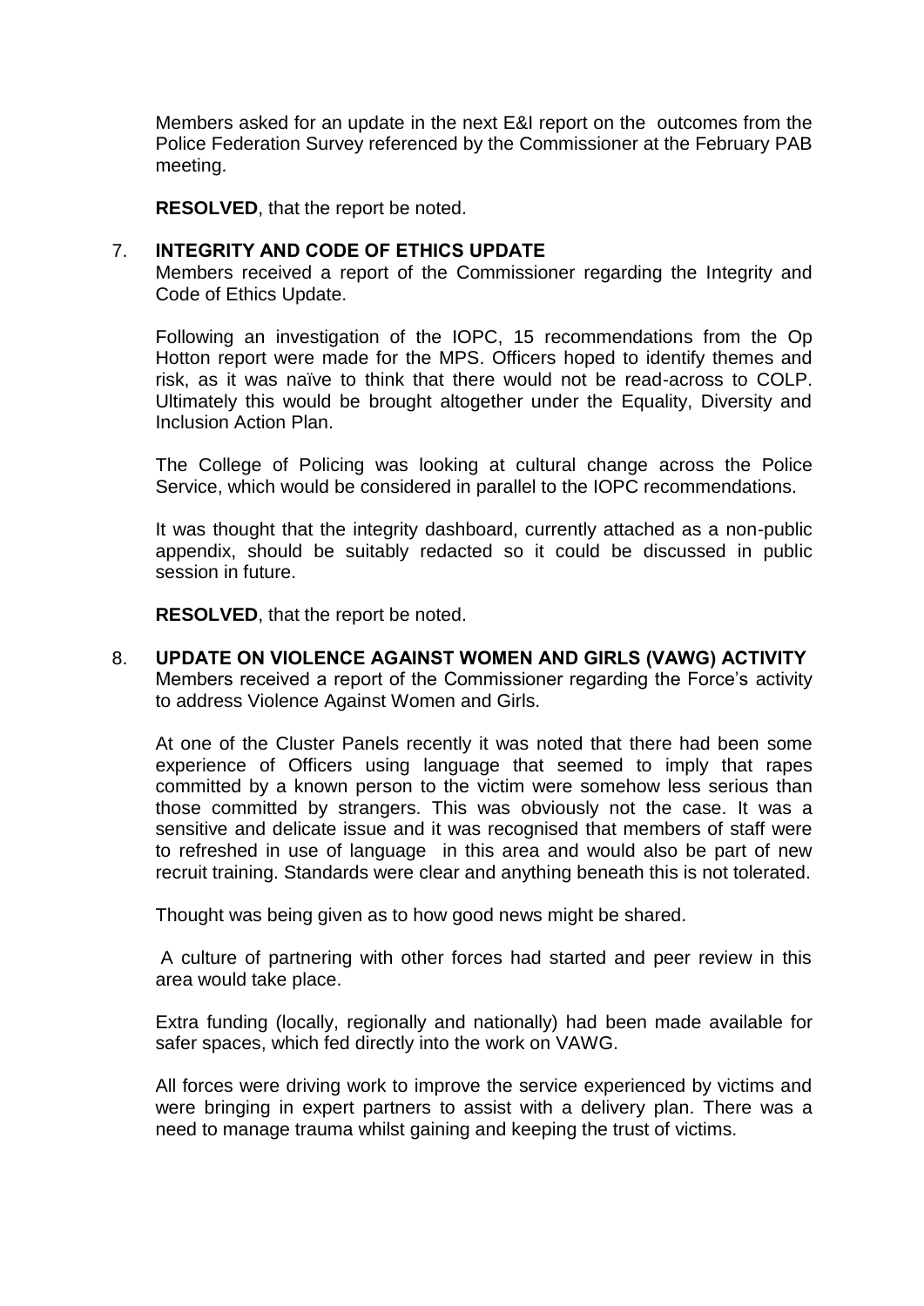Members asked for an update in the next E&I report on the outcomes from the Police Federation Survey referenced by the Commissioner at the February PAB meeting.

**RESOLVED**, that the report be noted.

7. **INTEGRITY AND CODE OF ETHICS UPDATE**

Members received a report of the Commissioner regarding the Integrity and Code of Ethics Update.

Following an investigation of the IOPC, 15 recommendations from the Op Hotton report were made for the MPS. Officers hoped to identify themes and risk, as it was naïve to think that there would not be read-across to COLP. Ultimately this would be brought altogether under the Equality, Diversity and Inclusion Action Plan.

The College of Policing was looking at cultural change across the Police Service, which would be considered in parallel to the IOPC recommendations.

It was thought that the integrity dashboard, currently attached as a non-public appendix, should be suitably redacted so it could be discussed in public session in future.

**RESOLVED**, that the report be noted.

8. **UPDATE ON VIOLENCE AGAINST WOMEN AND GIRLS (VAWG) ACTIVITY**

Members received a report of the Commissioner regarding the Force's activity to address Violence Against Women and Girls.

At one of the Cluster Panels recently it was noted that there had been some experience of Officers using language that seemed to imply that rapes committed by a known person to the victim were somehow less serious than those committed by strangers. This was obviously not the case. It was a sensitive and delicate issue and it was recognised that members of staff were to refreshed in use of language in this area and would also be part of new recruit training. Standards were clear and anything beneath this is not tolerated.

Thought was being given as to how good news might be shared.

A culture of partnering with other forces had started and peer review in this area would take place.

Extra funding (locally, regionally and nationally) had been made available for safer spaces, which fed directly into the work on VAWG.

All forces were driving work to improve the service experienced by victims and were bringing in expert partners to assist with a delivery plan. There was a need to manage trauma whilst gaining and keeping the trust of victims.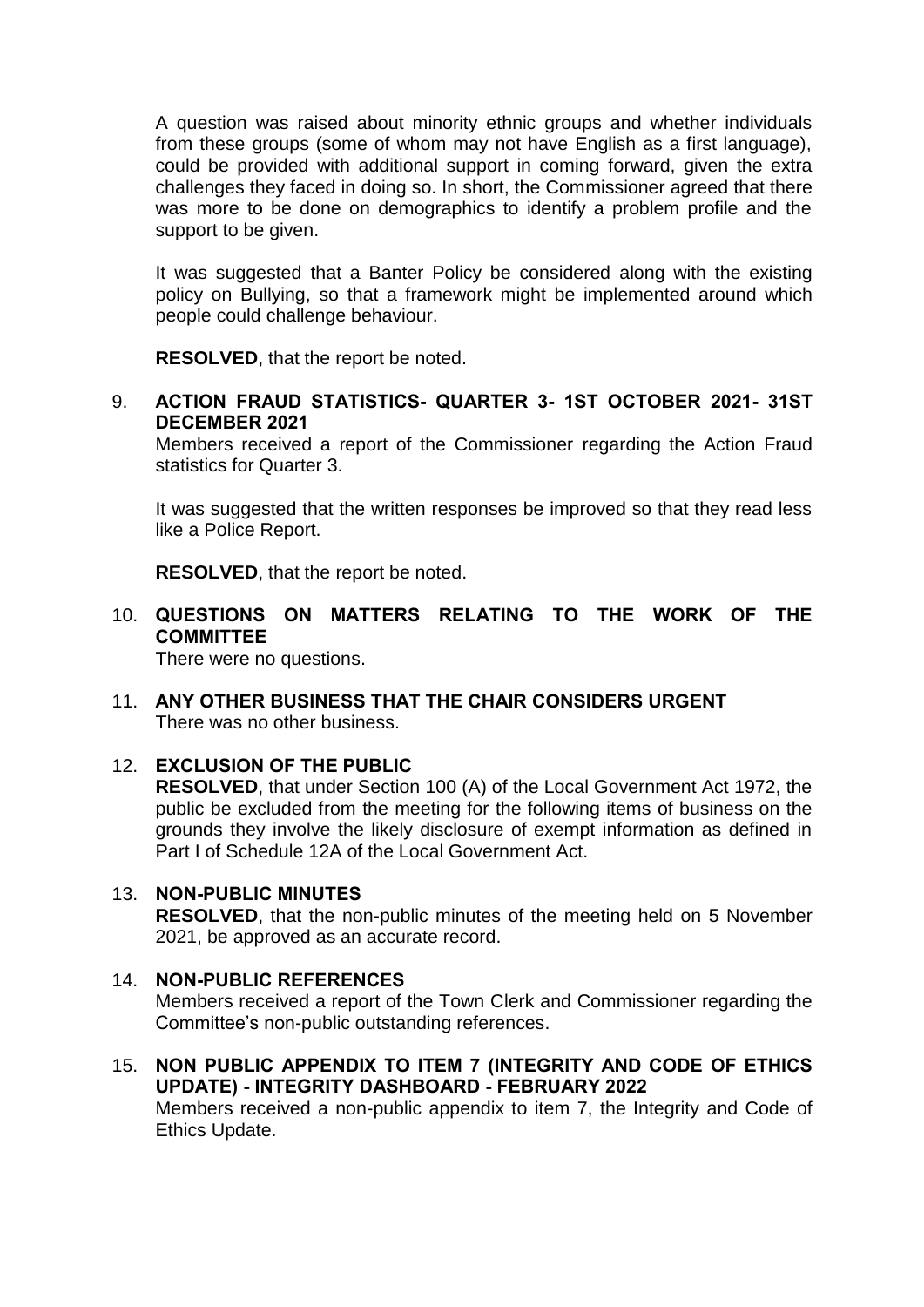A question was raised about minority ethnic groups and whether individuals from these groups (some of whom may not have English as a first language), could be provided with additional support in coming forward, given the extra challenges they faced in doing so. In short, the Commissioner agreed that there was more to be done on demographics to identify a problem profile and the support to be given.

It was suggested that a Banter Policy be considered along with the existing policy on Bullying, so that a framework might be implemented around which people could challenge behaviour.

**RESOLVED**, that the report be noted.

9. **ACTION FRAUD STATISTICS- QUARTER 3- 1ST OCTOBER 2021- 31ST DECEMBER 2021**

   Members received a report of the Commissioner regarding the Action Fraud statistics for Quarter 3.

   It was suggested that the written responses be improved so that they read less like a Police Report.

   **RESOLVED**, that the report be noted.

10. **QUESTIONS ON MATTERS RELATING TO THE WORK OF THE COMMITTEE**

    There were no questions.

11. **ANY OTHER BUSINESS THAT THE CHAIR CONSIDERS URGENT**

    There was no other business.

12. **EXCLUSION OF THE PUBLIC**

    **RESOLVED**, that under Section 100 (A) of the Local Government Act 1972, the public be excluded from the meeting for the following items of business on the grounds they involve the likely disclosure of exempt information as defined in Part I of Schedule 12A of the Local Government Act.

13. **NON-PUBLIC MINUTES**

    **RESOLVED**, that the non-public minutes of the meeting held on 5 November 2021, be approved as an accurate record.

14. **NON-PUBLIC REFERENCES**

    Members received a report of the Town Clerk and Commissioner regarding the Committee's non-public outstanding references.

15. **NON PUBLIC APPENDIX TO ITEM 7 (INTEGRITY AND CODE OF ETHICS UPDATE) - INTEGRITY DASHBOARD - FEBRUARY 2022**

    Members received a non-public appendix to item 7, the Integrity and Code of Ethics Update.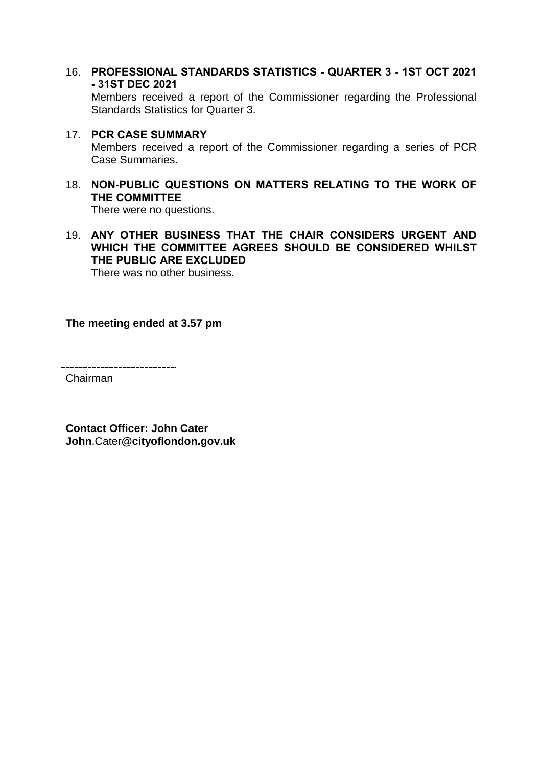16. **PROFESSIONAL STANDARDS STATISTICS - QUARTER 3 - 1ST OCT 2021 - 31ST DEC 2021**
    Members received a report of the Commissioner regarding the Professional Standards Statistics for Quarter 3.

17. **PCR CASE SUMMARY**
    Members received a report of the Commissioner regarding a series of PCR Case Summaries.

18. **NON-PUBLIC QUESTIONS ON MATTERS RELATING TO THE WORK OF THE COMMITTEE**
    There were no questions.

19. **ANY OTHER BUSINESS THAT THE CHAIR CONSIDERS URGENT AND WHICH THE COMMITTEE AGREES SHOULD BE CONSIDERED WHILST THE PUBLIC ARE EXCLUDED**
    There was no other business.

**The meeting ended at 3.57 pm**

---------------------------

Chairman

**Contact Officer: John Cater**
**John**.Cater@**cityoflondon.gov.uk**